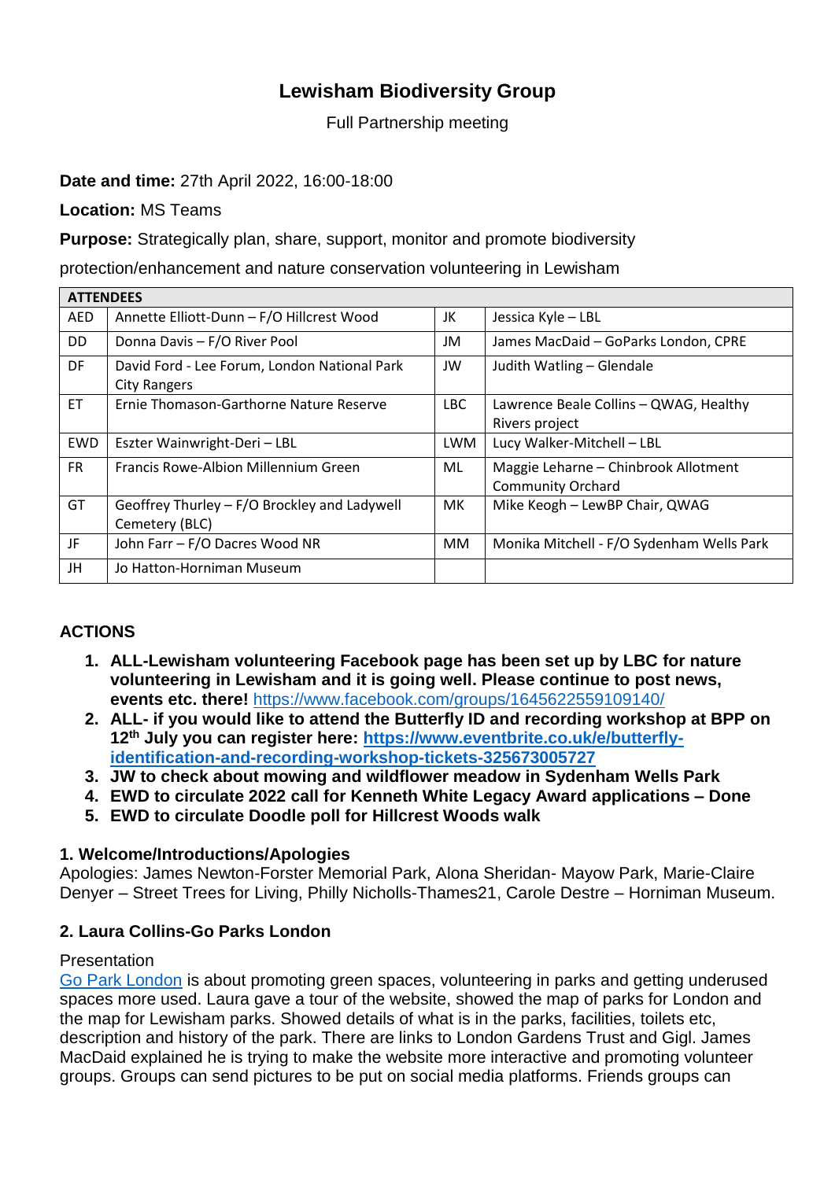# Lewisham Biodiversity Group

Full Partnership meeting

**Date and time:** 27th April 2022, 16:00-18:00

**Location:** MS Teams

**Purpose:** Strategically plan, share, support, monitor and promote biodiversity protection/enhancement and nature conservation volunteering in Lewisham

| ATTENDEES | | | |
|---|---|---|---|
| AED | Annette Elliott-Dunn – F/O Hillcrest Wood | JK | Jessica Kyle – LBL |
| DD | Donna Davis – F/O River Pool | JM | James MacDaid – GoParks London, CPRE |
| DF | David Ford - Lee Forum, London National Park City Rangers | JW | Judith Watling – Glendale |
| ET | Ernie Thomason-Garthorne Nature Reserve | LBC | Lawrence Beale Collins – QWAG, Healthy Rivers project |
| EWD | Eszter Wainwright-Deri – LBL | LWM | Lucy Walker-Mitchell – LBL |
| FR | Francis Rowe-Albion Millennium Green | ML | Maggie Leharne – Chinbrook Allotment Community Orchard |
| GT | Geoffrey Thurley – F/O Brockley and Ladywell Cemetery (BLC) | MK | Mike Keogh – LewBP Chair, QWAG |
| JF | John Farr – F/O Dacres Wood NR | MM | Monika Mitchell - F/O Sydenham Wells Park |
| JH | Jo Hatton-Horniman Museum | | |

## ACTIONS

1. **ALL-Lewisham volunteering Facebook page has been set up by LBC for nature volunteering in Lewisham and it is going well. Please continue to post news, events etc. there!** https://www.facebook.com/groups/1645622559109140/
2. **ALL- if you would like to attend the Butterfly ID and recording workshop at BPP on 12th July you can register here: https://www.eventbrite.co.uk/e/butterfly-identification-and-recording-workshop-tickets-325673005727**
3. **JW to check about mowing and wildflower meadow in Sydenham Wells Park**
4. **EWD to circulate 2022 call for Kenneth White Legacy Award applications – Done**
5. **EWD to circulate Doodle poll for Hillcrest Woods walk**

### 1. Welcome/Introductions/Apologies

Apologies: James Newton-Forster Memorial Park, Alona Sheridan- Mayow Park, Marie-Claire Denyer – Street Trees for Living, Philly Nicholls-Thames21, Carole Destre – Horniman Museum.

### 2. Laura Collins-Go Parks London

Presentation

Go Park London is about promoting green spaces, volunteering in parks and getting underused spaces more used. Laura gave a tour of the website, showed the map of parks for London and the map for Lewisham parks. Showed details of what is in the parks, facilities, toilets etc, description and history of the park. There are links to London Gardens Trust and Gigl. James MacDaid explained he is trying to make the website more interactive and promoting volunteer groups. Groups can send pictures to be put on social media platforms. Friends groups can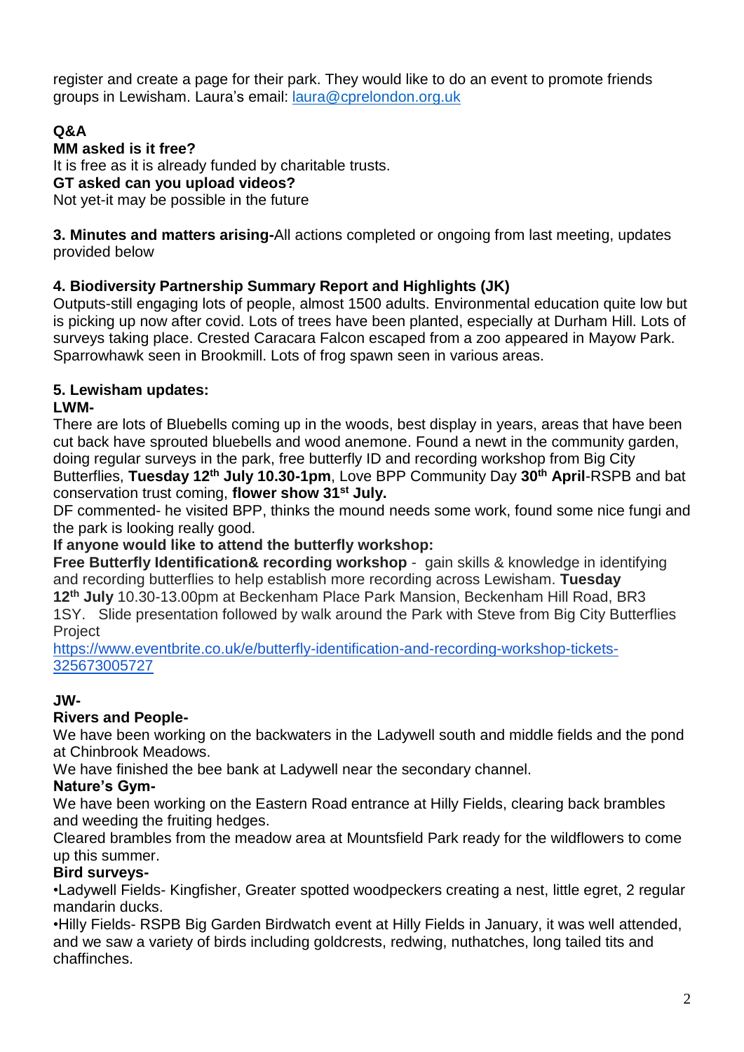register and create a page for their park. They would like to do an event to promote friends groups in Lewisham. Laura's email: laura@cprelondon.org.uk

**Q&A**

**MM asked is it free?**

It is free as it is already funded by charitable trusts.

**GT asked can you upload videos?**

Not yet-it may be possible in the future

**3. Minutes and matters arising-**All actions completed or ongoing from last meeting, updates provided below

**4. Biodiversity Partnership Summary Report and Highlights (JK)**

Outputs-still engaging lots of people, almost 1500 adults. Environmental education quite low but is picking up now after covid. Lots of trees have been planted, especially at Durham Hill. Lots of surveys taking place. Crested Caracara Falcon escaped from a zoo appeared in Mayow Park. Sparrowhawk seen in Brookmill. Lots of frog spawn seen in various areas.

**5. Lewisham updates:**

**LWM-**

There are lots of Bluebells coming up in the woods, best display in years, areas that have been cut back have sprouted bluebells and wood anemone. Found a newt in the community garden, doing regular surveys in the park, free butterfly ID and recording workshop from Big City Butterflies, **Tuesday 12th July 10.30-1pm**, Love BPP Community Day **30th April**-RSPB and bat conservation trust coming, **flower show 31st July.**

DF commented- he visited BPP, thinks the mound needs some work, found some nice fungi and the park is looking really good.

**If anyone would like to attend the butterfly workshop:**

**Free Butterfly Identification& recording workshop** - gain skills & knowledge in identifying and recording butterflies to help establish more recording across Lewisham. **Tuesday 12th July** 10.30-13.00pm at Beckenham Place Park Mansion, Beckenham Hill Road, BR3 1SY. Slide presentation followed by walk around the Park with Steve from Big City Butterflies Project

https://www.eventbrite.co.uk/e/butterfly-identification-and-recording-workshop-tickets-325673005727

**JW-**

**Rivers and People-**

We have been working on the backwaters in the Ladywell south and middle fields and the pond at Chinbrook Meadows.

We have finished the bee bank at Ladywell near the secondary channel.

**Nature's Gym-**

We have been working on the Eastern Road entrance at Hilly Fields, clearing back brambles and weeding the fruiting hedges.

Cleared brambles from the meadow area at Mountsfield Park ready for the wildflowers to come up this summer.

**Bird surveys-**

- Ladywell Fields- Kingfisher, Greater spotted woodpeckers creating a nest, little egret, 2 regular mandarin ducks.
- Hilly Fields- RSPB Big Garden Birdwatch event at Hilly Fields in January, it was well attended, and we saw a variety of birds including goldcrests, redwing, nuthatches, long tailed tits and chaffinches.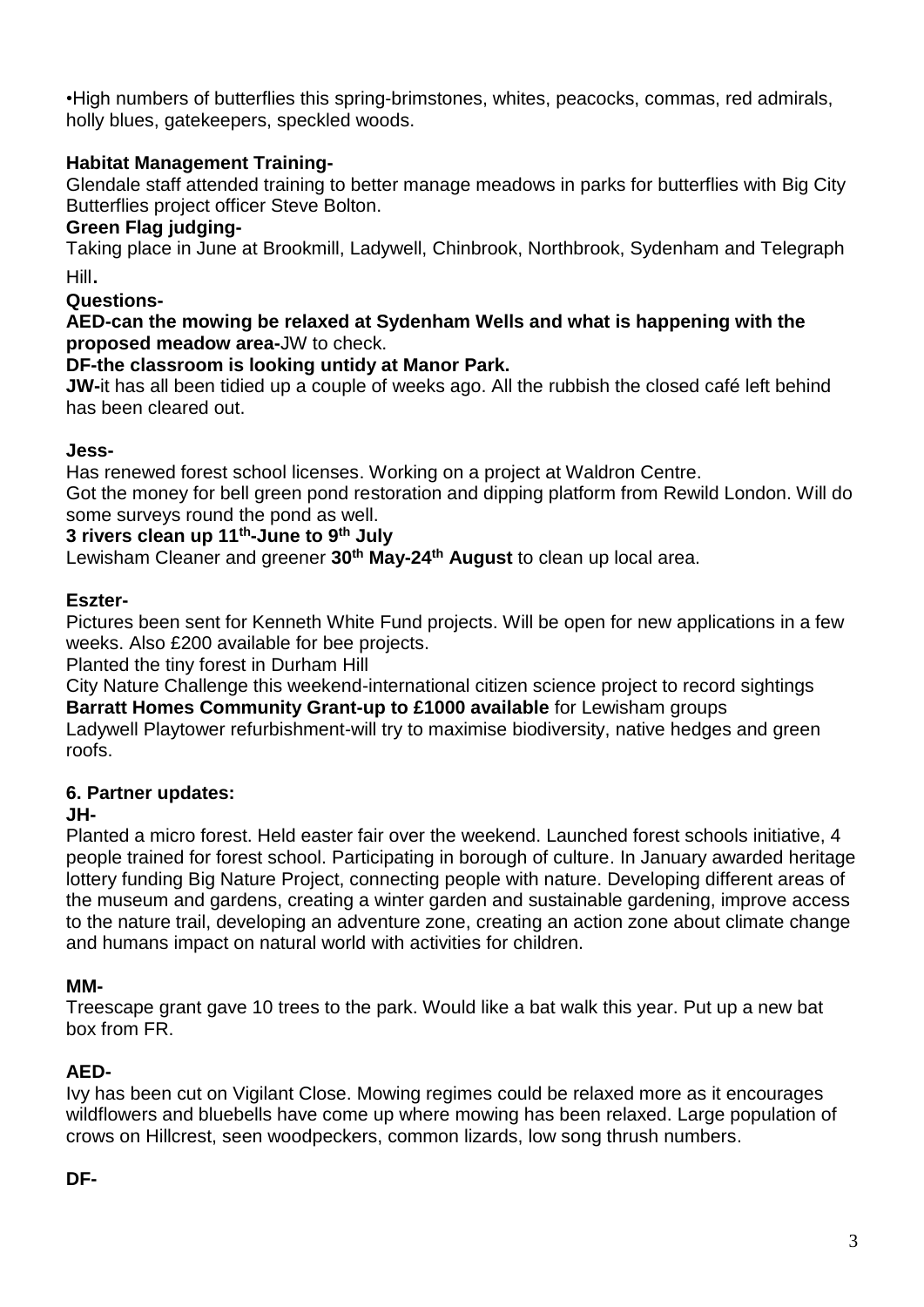•High numbers of butterflies this spring-brimstones, whites, peacocks, commas, red admirals, holly blues, gatekeepers, speckled woods.

**Habitat Management Training-**

Glendale staff attended training to better manage meadows in parks for butterflies with Big City Butterflies project officer Steve Bolton.

**Green Flag judging-**

Taking place in June at Brookmill, Ladywell, Chinbrook, Northbrook, Sydenham and Telegraph Hill.

**Questions-**

**AED-can the mowing be relaxed at Sydenham Wells and what is happening with the proposed meadow area-**JW to check.

**DF-the classroom is looking untidy at Manor Park.**

**JW-**it has all been tidied up a couple of weeks ago. All the rubbish the closed café left behind has been cleared out.

**Jess-**

Has renewed forest school licenses. Working on a project at Waldron Centre.

Got the money for bell green pond restoration and dipping platform from Rewild London. Will do some surveys round the pond as well.

**3 rivers clean up 11th-June to 9th July**

Lewisham Cleaner and greener **30th May-24th August** to clean up local area.

**Eszter-**

Pictures been sent for Kenneth White Fund projects. Will be open for new applications in a few weeks. Also £200 available for bee projects.

Planted the tiny forest in Durham Hill

City Nature Challenge this weekend-international citizen science project to record sightings

**Barratt Homes Community Grant-up to £1000 available** for Lewisham groups

Ladywell Playtower refurbishment-will try to maximise biodiversity, native hedges and green roofs.

**6. Partner updates:**

**JH-**

Planted a micro forest. Held easter fair over the weekend. Launched forest schools initiative, 4 people trained for forest school. Participating in borough of culture. In January awarded heritage lottery funding Big Nature Project, connecting people with nature. Developing different areas of the museum and gardens, creating a winter garden and sustainable gardening, improve access to the nature trail, developing an adventure zone, creating an action zone about climate change and humans impact on natural world with activities for children.

**MM-**

Treescape grant gave 10 trees to the park. Would like a bat walk this year. Put up a new bat box from FR.

**AED-**

Ivy has been cut on Vigilant Close. Mowing regimes could be relaxed more as it encourages wildflowers and bluebells have come up where mowing has been relaxed. Large population of crows on Hillcrest, seen woodpeckers, common lizards, low song thrush numbers.

**DF-**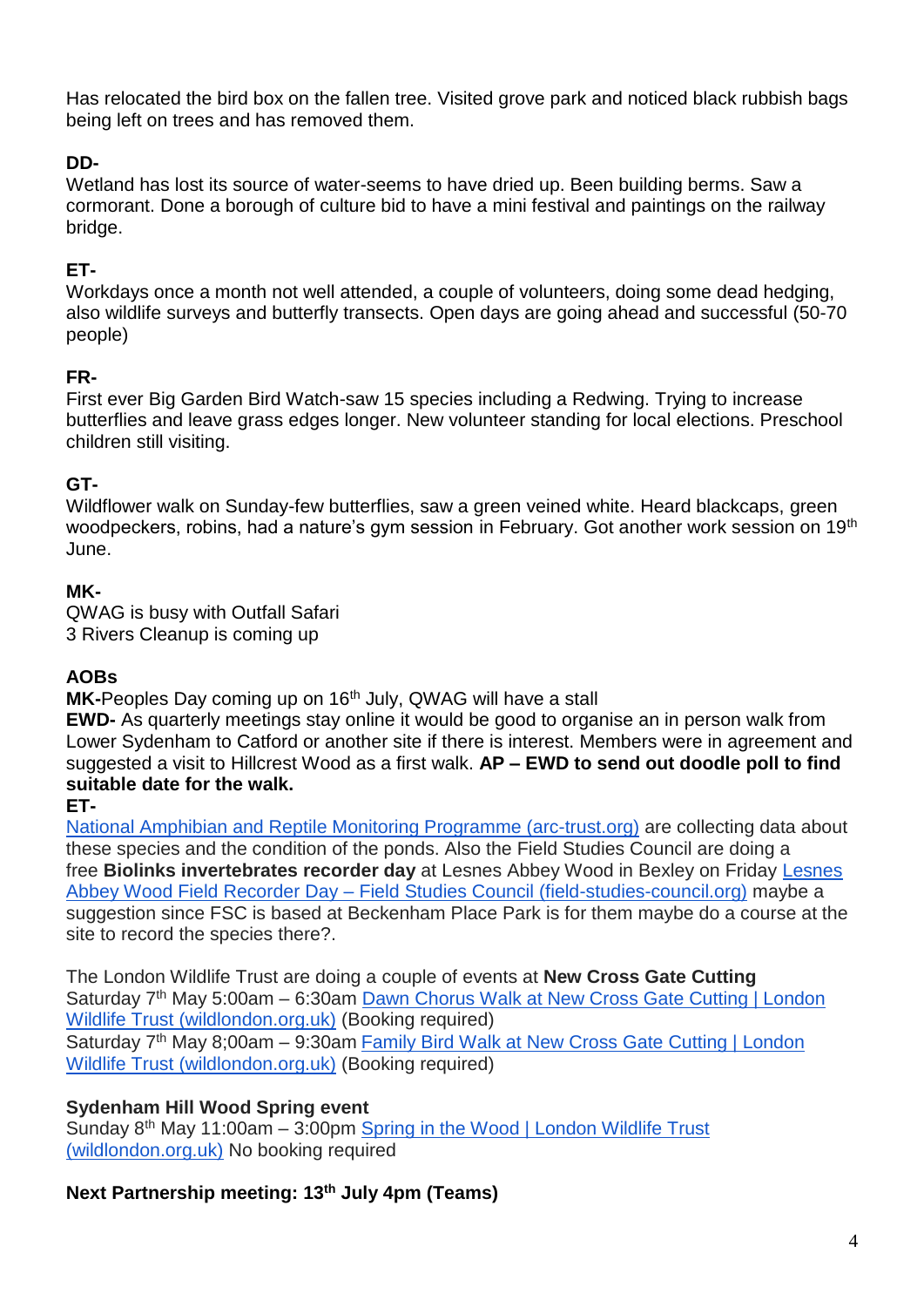Has relocated the bird box on the fallen tree. Visited grove park and noticed black rubbish bags being left on trees and has removed them.

**DD-**
Wetland has lost its source of water-seems to have dried up. Been building berms. Saw a cormorant. Done a borough of culture bid to have a mini festival and paintings on the railway bridge.

**ET-**
Workdays once a month not well attended, a couple of volunteers, doing some dead hedging, also wildlife surveys and butterfly transects. Open days are going ahead and successful (50-70 people)

**FR-**
First ever Big Garden Bird Watch-saw 15 species including a Redwing. Trying to increase butterflies and leave grass edges longer. New volunteer standing for local elections. Preschool children still visiting.

**GT-**
Wildflower walk on Sunday-few butterflies, saw a green veined white. Heard blackcaps, green woodpeckers, robins, had a nature's gym session in February. Got another work session on 19th June.

**MK-**
QWAG is busy with Outfall Safari
3 Rivers Cleanup is coming up

**AOBs**

**MK-**Peoples Day coming up on 16th July, QWAG will have a stall
**EWD-** As quarterly meetings stay online it would be good to organise an in person walk from Lower Sydenham to Catford or another site if there is interest. Members were in agreement and suggested a visit to Hillcrest Wood as a first walk. **AP – EWD to send out doodle poll to find suitable date for the walk.**
**ET-**
National Amphibian and Reptile Monitoring Programme (arc-trust.org) are collecting data about these species and the condition of the ponds. Also the Field Studies Council are doing a free **Biolinks invertebrates recorder day** at Lesnes Abbey Wood in Bexley on Friday Lesnes Abbey Wood Field Recorder Day – Field Studies Council (field-studies-council.org) maybe a suggestion since FSC is based at Beckenham Place Park is for them maybe do a course at the site to record the species there?.

The London Wildlife Trust are doing a couple of events at **New Cross Gate Cutting**
Saturday 7th May 5:00am – 6:30am Dawn Chorus Walk at New Cross Gate Cutting | London Wildlife Trust (wildlondon.org.uk) (Booking required)
Saturday 7th May 8;00am – 9:30am Family Bird Walk at New Cross Gate Cutting | London Wildlife Trust (wildlondon.org.uk) (Booking required)

**Sydenham Hill Wood Spring event**
Sunday 8th May 11:00am – 3:00pm Spring in the Wood | London Wildlife Trust (wildlondon.org.uk) No booking required

**Next Partnership meeting: 13th July 4pm (Teams)**